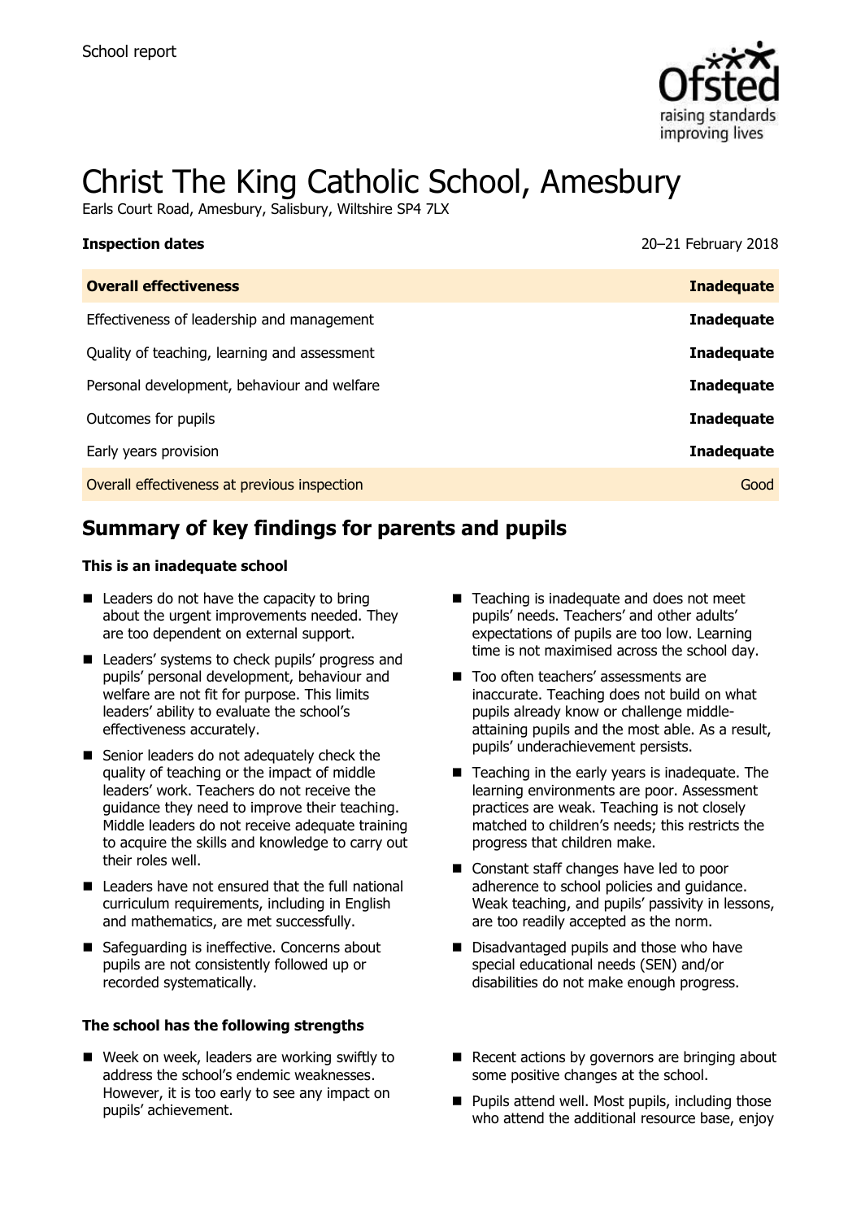School report

# Christ The King Catholic School, Amesbury

Earls Court Road, Amesbury, Salisbury, Wiltshire SP4 7LX

| | |
|---|---|
| **Inspection dates** | 20–21 February 2018 |
| **Overall effectiveness** | **Inadequate** |
| Effectiveness of leadership and management | **Inadequate** |
| Quality of teaching, learning and assessment | **Inadequate** |
| Personal development, behaviour and welfare | **Inadequate** |
| Outcomes for pupils | **Inadequate** |
| Early years provision | **Inadequate** |
| Overall effectiveness at previous inspection | Good |

## Summary of key findings for parents and pupils

**This is an inadequate school**

- Leaders do not have the capacity to bring about the urgent improvements needed. They are too dependent on external support.
- Leaders' systems to check pupils' progress and pupils' personal development, behaviour and welfare are not fit for purpose. This limits leaders' ability to evaluate the school's effectiveness accurately.
- Senior leaders do not adequately check the quality of teaching or the impact of middle leaders' work. Teachers do not receive the guidance they need to improve their teaching. Middle leaders do not receive adequate training to acquire the skills and knowledge to carry out their roles well.
- Leaders have not ensured that the full national curriculum requirements, including in English and mathematics, are met successfully.
- Safeguarding is ineffective. Concerns about pupils are not consistently followed up or recorded systematically.
- Teaching is inadequate and does not meet pupils' needs. Teachers' and other adults' expectations of pupils are too low. Learning time is not maximised across the school day.
- Too often teachers' assessments are inaccurate. Teaching does not build on what pupils already know or challenge middle-attaining pupils and the most able. As a result, pupils' underachievement persists.
- Teaching in the early years is inadequate. The learning environments are poor. Assessment practices are weak. Teaching is not closely matched to children's needs; this restricts the progress that children make.
- Constant staff changes have led to poor adherence to school policies and guidance. Weak teaching, and pupils' passivity in lessons, are too readily accepted as the norm.
- Disadvantaged pupils and those who have special educational needs (SEN) and/or disabilities do not make enough progress.

**The school has the following strengths**

- Week on week, leaders are working swiftly to address the school's endemic weaknesses. However, it is too early to see any impact on pupils' achievement.
- Recent actions by governors are bringing about some positive changes at the school.
- Pupils attend well. Most pupils, including those who attend the additional resource base, enjoy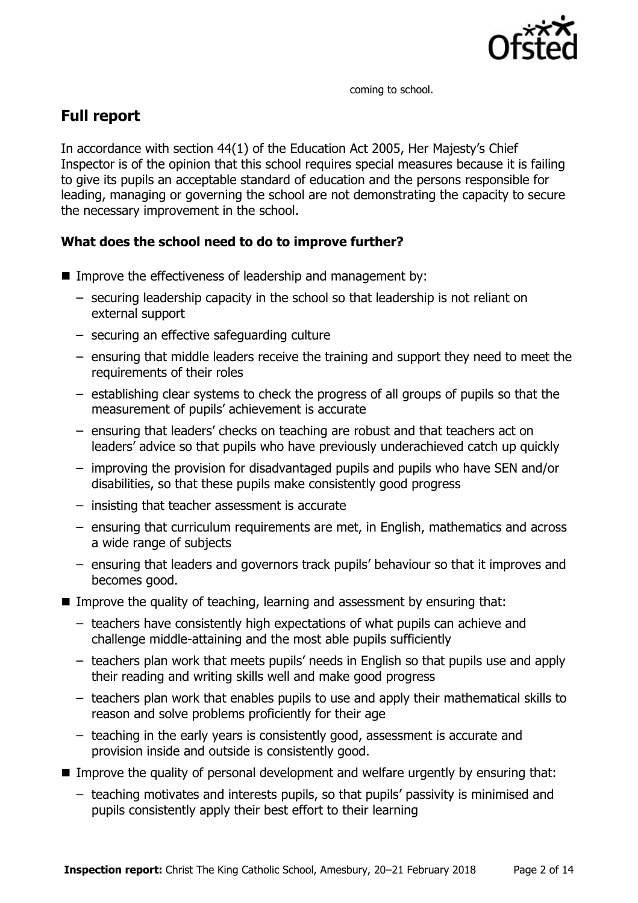coming to school.

## Full report

In accordance with section 44(1) of the Education Act 2005, Her Majesty's Chief Inspector is of the opinion that this school requires special measures because it is failing to give its pupils an acceptable standard of education and the persons responsible for leading, managing or governing the school are not demonstrating the capacity to secure the necessary improvement in the school.

### What does the school need to do to improve further?

- Improve the effectiveness of leadership and management by:
  - securing leadership capacity in the school so that leadership is not reliant on external support
  - securing an effective safeguarding culture
  - ensuring that middle leaders receive the training and support they need to meet the requirements of their roles
  - establishing clear systems to check the progress of all groups of pupils so that the measurement of pupils' achievement is accurate
  - ensuring that leaders' checks on teaching are robust and that teachers act on leaders' advice so that pupils who have previously underachieved catch up quickly
  - improving the provision for disadvantaged pupils and pupils who have SEN and/or disabilities, so that these pupils make consistently good progress
  - insisting that teacher assessment is accurate
  - ensuring that curriculum requirements are met, in English, mathematics and across a wide range of subjects
  - ensuring that leaders and governors track pupils' behaviour so that it improves and becomes good.
- Improve the quality of teaching, learning and assessment by ensuring that:
  - teachers have consistently high expectations of what pupils can achieve and challenge middle-attaining and the most able pupils sufficiently
  - teachers plan work that meets pupils' needs in English so that pupils use and apply their reading and writing skills well and make good progress
  - teachers plan work that enables pupils to use and apply their mathematical skills to reason and solve problems proficiently for their age
  - teaching in the early years is consistently good, assessment is accurate and provision inside and outside is consistently good.
- Improve the quality of personal development and welfare urgently by ensuring that:
  - teaching motivates and interests pupils, so that pupils' passivity is minimised and pupils consistently apply their best effort to their learning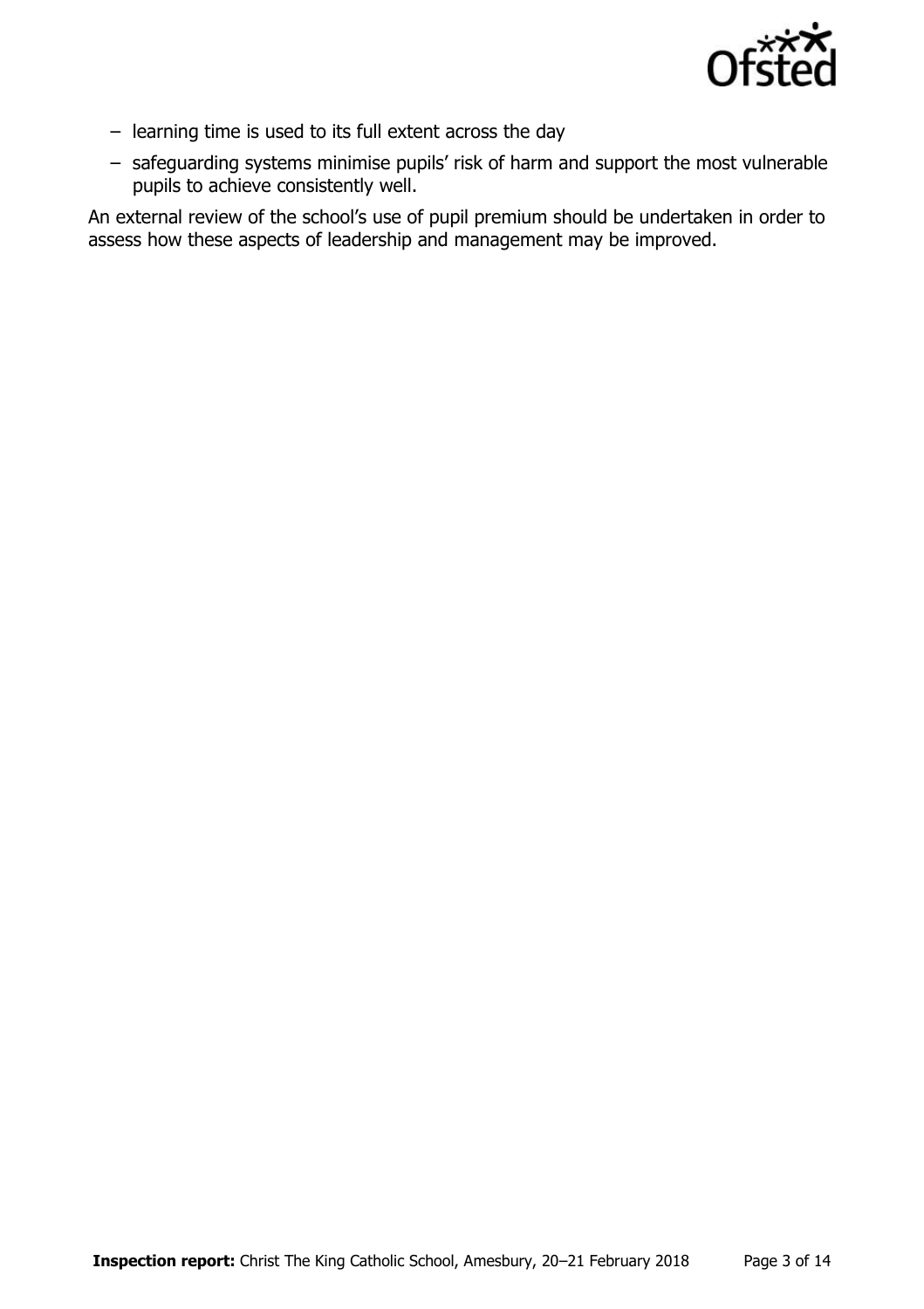- learning time is used to its full extent across the day
- safeguarding systems minimise pupils' risk of harm and support the most vulnerable pupils to achieve consistently well.

An external review of the school's use of pupil premium should be undertaken in order to assess how these aspects of leadership and management may be improved.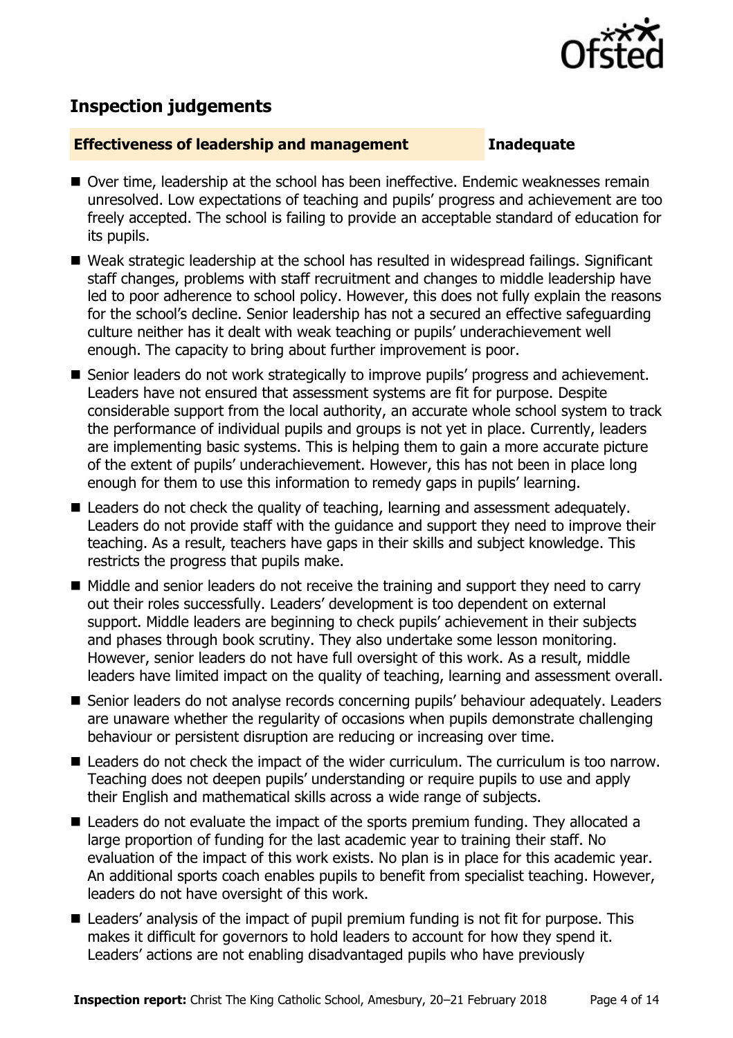## Inspection judgements

**Effectiveness of leadership and management** **Inadequate**

- Over time, leadership at the school has been ineffective. Endemic weaknesses remain unresolved. Low expectations of teaching and pupils' progress and achievement are too freely accepted. The school is failing to provide an acceptable standard of education for its pupils.
- Weak strategic leadership at the school has resulted in widespread failings. Significant staff changes, problems with staff recruitment and changes to middle leadership have led to poor adherence to school policy. However, this does not fully explain the reasons for the school's decline. Senior leadership has not a secured an effective safeguarding culture neither has it dealt with weak teaching or pupils' underachievement well enough. The capacity to bring about further improvement is poor.
- Senior leaders do not work strategically to improve pupils' progress and achievement. Leaders have not ensured that assessment systems are fit for purpose. Despite considerable support from the local authority, an accurate whole school system to track the performance of individual pupils and groups is not yet in place. Currently, leaders are implementing basic systems. This is helping them to gain a more accurate picture of the extent of pupils' underachievement. However, this has not been in place long enough for them to use this information to remedy gaps in pupils' learning.
- Leaders do not check the quality of teaching, learning and assessment adequately. Leaders do not provide staff with the guidance and support they need to improve their teaching. As a result, teachers have gaps in their skills and subject knowledge. This restricts the progress that pupils make.
- Middle and senior leaders do not receive the training and support they need to carry out their roles successfully. Leaders' development is too dependent on external support. Middle leaders are beginning to check pupils' achievement in their subjects and phases through book scrutiny. They also undertake some lesson monitoring. However, senior leaders do not have full oversight of this work. As a result, middle leaders have limited impact on the quality of teaching, learning and assessment overall.
- Senior leaders do not analyse records concerning pupils' behaviour adequately. Leaders are unaware whether the regularity of occasions when pupils demonstrate challenging behaviour or persistent disruption are reducing or increasing over time.
- Leaders do not check the impact of the wider curriculum. The curriculum is too narrow. Teaching does not deepen pupils' understanding or require pupils to use and apply their English and mathematical skills across a wide range of subjects.
- Leaders do not evaluate the impact of the sports premium funding. They allocated a large proportion of funding for the last academic year to training their staff. No evaluation of the impact of this work exists. No plan is in place for this academic year. An additional sports coach enables pupils to benefit from specialist teaching. However, leaders do not have oversight of this work.
- Leaders' analysis of the impact of pupil premium funding is not fit for purpose. This makes it difficult for governors to hold leaders to account for how they spend it. Leaders' actions are not enabling disadvantaged pupils who have previously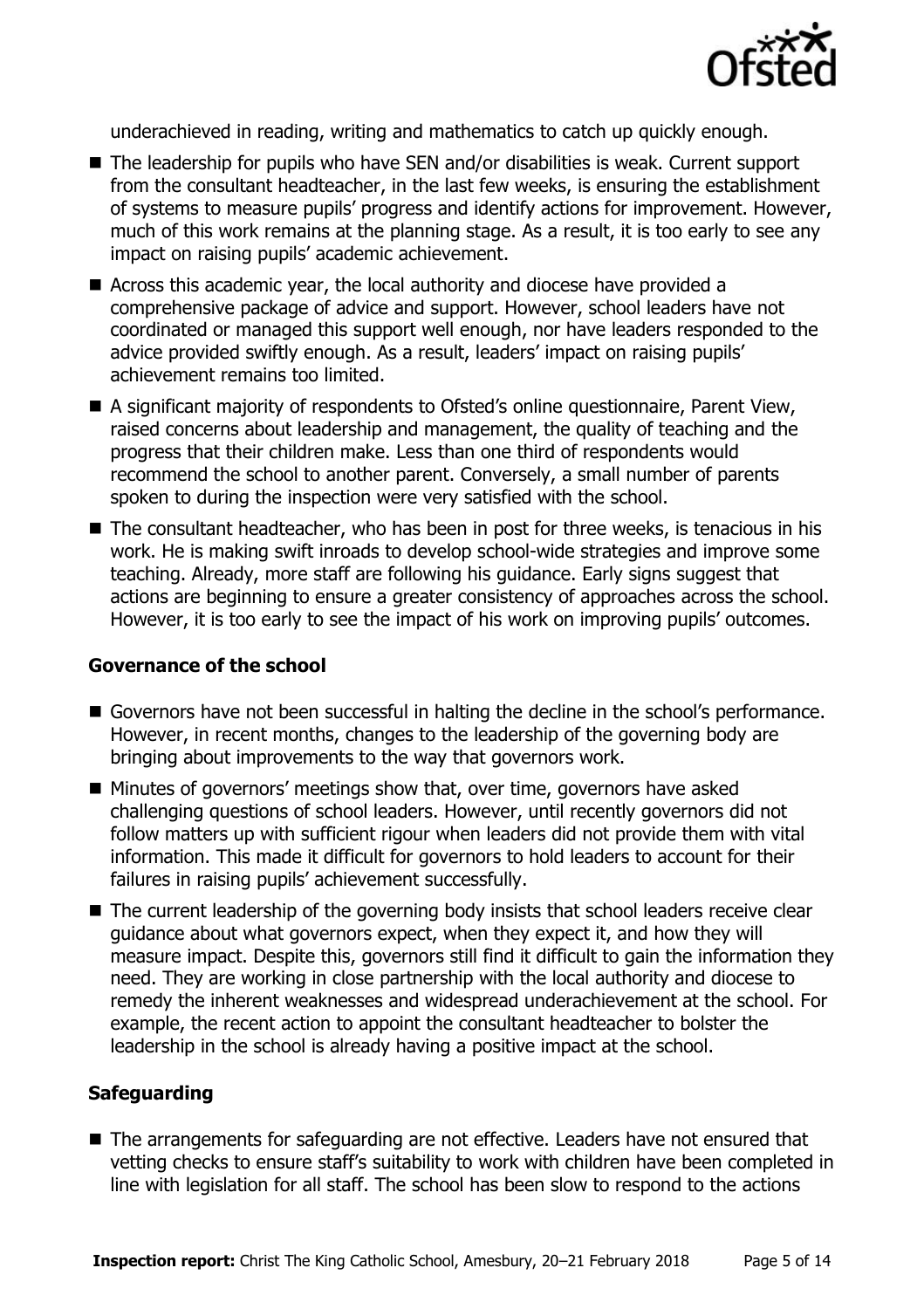underachieved in reading, writing and mathematics to catch up quickly enough.

- The leadership for pupils who have SEN and/or disabilities is weak. Current support from the consultant headteacher, in the last few weeks, is ensuring the establishment of systems to measure pupils' progress and identify actions for improvement. However, much of this work remains at the planning stage. As a result, it is too early to see any impact on raising pupils' academic achievement.
- Across this academic year, the local authority and diocese have provided a comprehensive package of advice and support. However, school leaders have not coordinated or managed this support well enough, nor have leaders responded to the advice provided swiftly enough. As a result, leaders' impact on raising pupils' achievement remains too limited.
- A significant majority of respondents to Ofsted's online questionnaire, Parent View, raised concerns about leadership and management, the quality of teaching and the progress that their children make. Less than one third of respondents would recommend the school to another parent. Conversely, a small number of parents spoken to during the inspection were very satisfied with the school.
- The consultant headteacher, who has been in post for three weeks, is tenacious in his work. He is making swift inroads to develop school-wide strategies and improve some teaching. Already, more staff are following his guidance. Early signs suggest that actions are beginning to ensure a greater consistency of approaches across the school. However, it is too early to see the impact of his work on improving pupils' outcomes.

### Governance of the school

- Governors have not been successful in halting the decline in the school's performance. However, in recent months, changes to the leadership of the governing body are bringing about improvements to the way that governors work.
- Minutes of governors' meetings show that, over time, governors have asked challenging questions of school leaders. However, until recently governors did not follow matters up with sufficient rigour when leaders did not provide them with vital information. This made it difficult for governors to hold leaders to account for their failures in raising pupils' achievement successfully.
- The current leadership of the governing body insists that school leaders receive clear guidance about what governors expect, when they expect it, and how they will measure impact. Despite this, governors still find it difficult to gain the information they need. They are working in close partnership with the local authority and diocese to remedy the inherent weaknesses and widespread underachievement at the school. For example, the recent action to appoint the consultant headteacher to bolster the leadership in the school is already having a positive impact at the school.

### Safeguarding

- The arrangements for safeguarding are not effective. Leaders have not ensured that vetting checks to ensure staff's suitability to work with children have been completed in line with legislation for all staff. The school has been slow to respond to the actions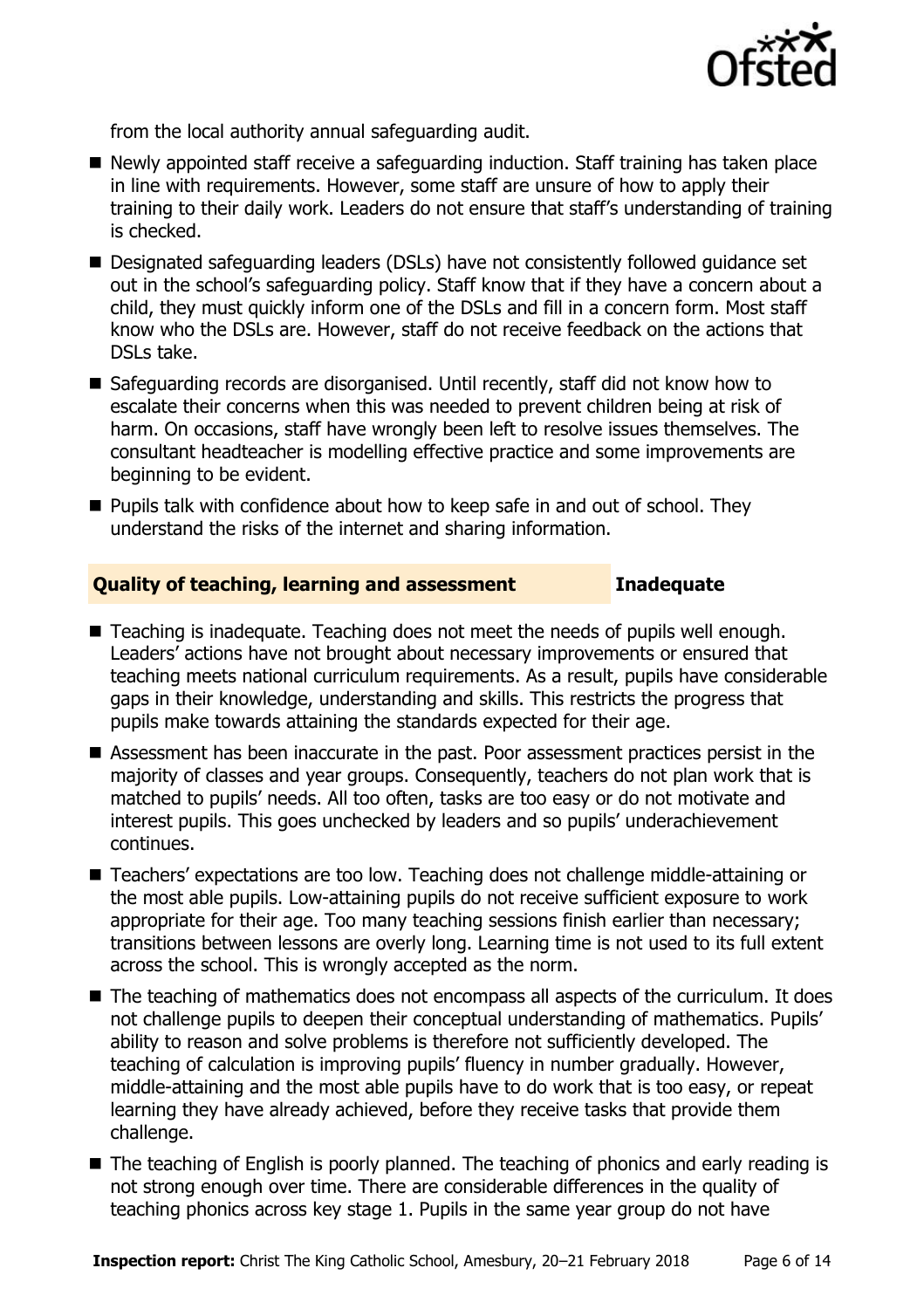from the local authority annual safeguarding audit.

- Newly appointed staff receive a safeguarding induction. Staff training has taken place in line with requirements. However, some staff are unsure of how to apply their training to their daily work. Leaders do not ensure that staff's understanding of training is checked.
- Designated safeguarding leaders (DSLs) have not consistently followed guidance set out in the school's safeguarding policy. Staff know that if they have a concern about a child, they must quickly inform one of the DSLs and fill in a concern form. Most staff know who the DSLs are. However, staff do not receive feedback on the actions that DSLs take.
- Safeguarding records are disorganised. Until recently, staff did not know how to escalate their concerns when this was needed to prevent children being at risk of harm. On occasions, staff have wrongly been left to resolve issues themselves. The consultant headteacher is modelling effective practice and some improvements are beginning to be evident.
- Pupils talk with confidence about how to keep safe in and out of school. They understand the risks of the internet and sharing information.

## Quality of teaching, learning and assessment — Inadequate

- Teaching is inadequate. Teaching does not meet the needs of pupils well enough. Leaders' actions have not brought about necessary improvements or ensured that teaching meets national curriculum requirements. As a result, pupils have considerable gaps in their knowledge, understanding and skills. This restricts the progress that pupils make towards attaining the standards expected for their age.
- Assessment has been inaccurate in the past. Poor assessment practices persist in the majority of classes and year groups. Consequently, teachers do not plan work that is matched to pupils' needs. All too often, tasks are too easy or do not motivate and interest pupils. This goes unchecked by leaders and so pupils' underachievement continues.
- Teachers' expectations are too low. Teaching does not challenge middle-attaining or the most able pupils. Low-attaining pupils do not receive sufficient exposure to work appropriate for their age. Too many teaching sessions finish earlier than necessary; transitions between lessons are overly long. Learning time is not used to its full extent across the school. This is wrongly accepted as the norm.
- The teaching of mathematics does not encompass all aspects of the curriculum. It does not challenge pupils to deepen their conceptual understanding of mathematics. Pupils' ability to reason and solve problems is therefore not sufficiently developed. The teaching of calculation is improving pupils' fluency in number gradually. However, middle-attaining and the most able pupils have to do work that is too easy, or repeat learning they have already achieved, before they receive tasks that provide them challenge.
- The teaching of English is poorly planned. The teaching of phonics and early reading is not strong enough over time. There are considerable differences in the quality of teaching phonics across key stage 1. Pupils in the same year group do not have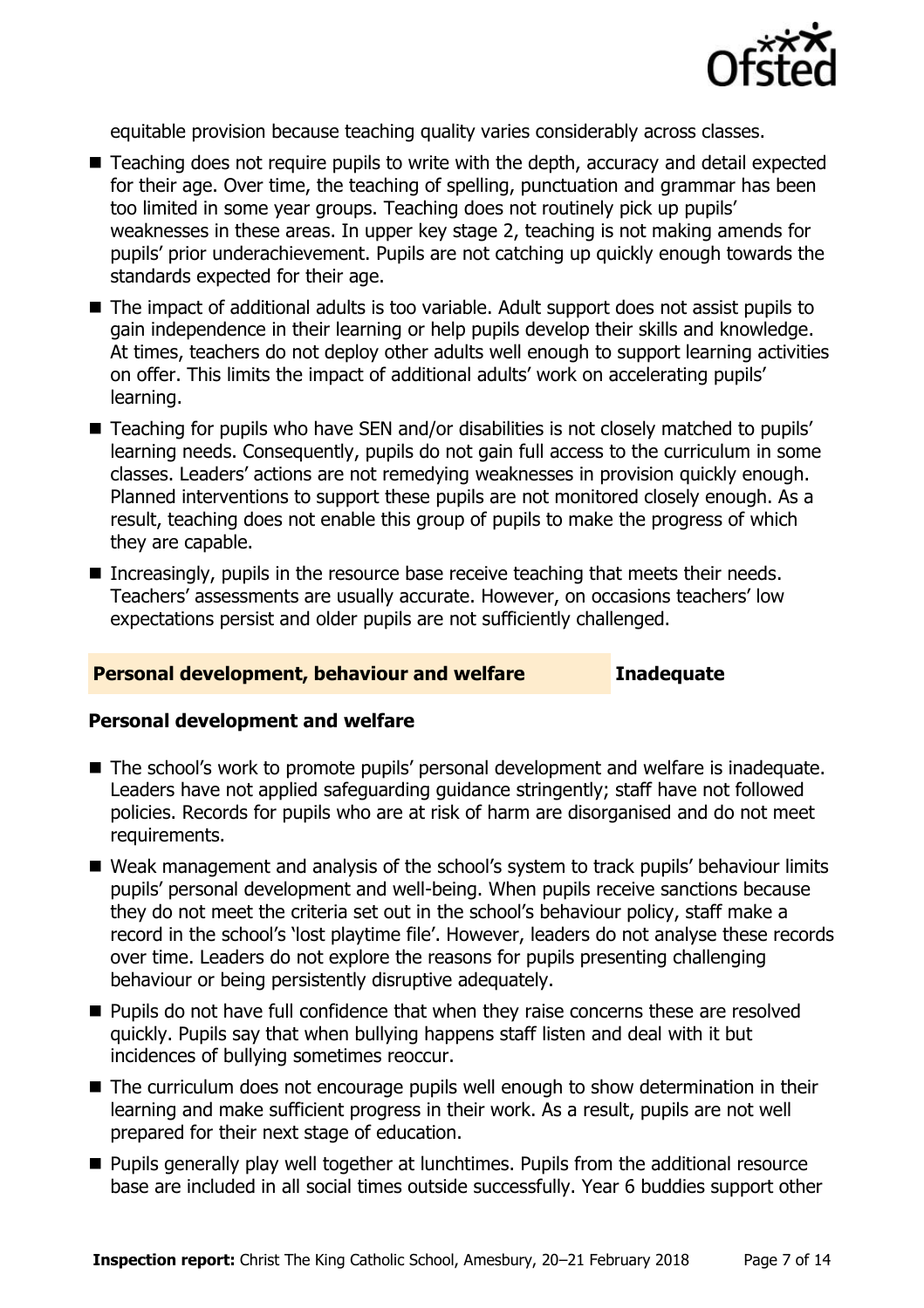equitable provision because teaching quality varies considerably across classes.

- Teaching does not require pupils to write with the depth, accuracy and detail expected for their age. Over time, the teaching of spelling, punctuation and grammar has been too limited in some year groups. Teaching does not routinely pick up pupils' weaknesses in these areas. In upper key stage 2, teaching is not making amends for pupils' prior underachievement. Pupils are not catching up quickly enough towards the standards expected for their age.
- The impact of additional adults is too variable. Adult support does not assist pupils to gain independence in their learning or help pupils develop their skills and knowledge. At times, teachers do not deploy other adults well enough to support learning activities on offer. This limits the impact of additional adults' work on accelerating pupils' learning.
- Teaching for pupils who have SEN and/or disabilities is not closely matched to pupils' learning needs. Consequently, pupils do not gain full access to the curriculum in some classes. Leaders' actions are not remedying weaknesses in provision quickly enough. Planned interventions to support these pupils are not monitored closely enough. As a result, teaching does not enable this group of pupils to make the progress of which they are capable.
- Increasingly, pupils in the resource base receive teaching that meets their needs. Teachers' assessments are usually accurate. However, on occasions teachers' low expectations persist and older pupils are not sufficiently challenged.

## Personal development, behaviour and welfare — Inadequate

### Personal development and welfare

- The school's work to promote pupils' personal development and welfare is inadequate. Leaders have not applied safeguarding guidance stringently; staff have not followed policies. Records for pupils who are at risk of harm are disorganised and do not meet requirements.
- Weak management and analysis of the school's system to track pupils' behaviour limits pupils' personal development and well-being. When pupils receive sanctions because they do not meet the criteria set out in the school's behaviour policy, staff make a record in the school's 'lost playtime file'. However, leaders do not analyse these records over time. Leaders do not explore the reasons for pupils presenting challenging behaviour or being persistently disruptive adequately.
- Pupils do not have full confidence that when they raise concerns these are resolved quickly. Pupils say that when bullying happens staff listen and deal with it but incidences of bullying sometimes reoccur.
- The curriculum does not encourage pupils well enough to show determination in their learning and make sufficient progress in their work. As a result, pupils are not well prepared for their next stage of education.
- Pupils generally play well together at lunchtimes. Pupils from the additional resource base are included in all social times outside successfully. Year 6 buddies support other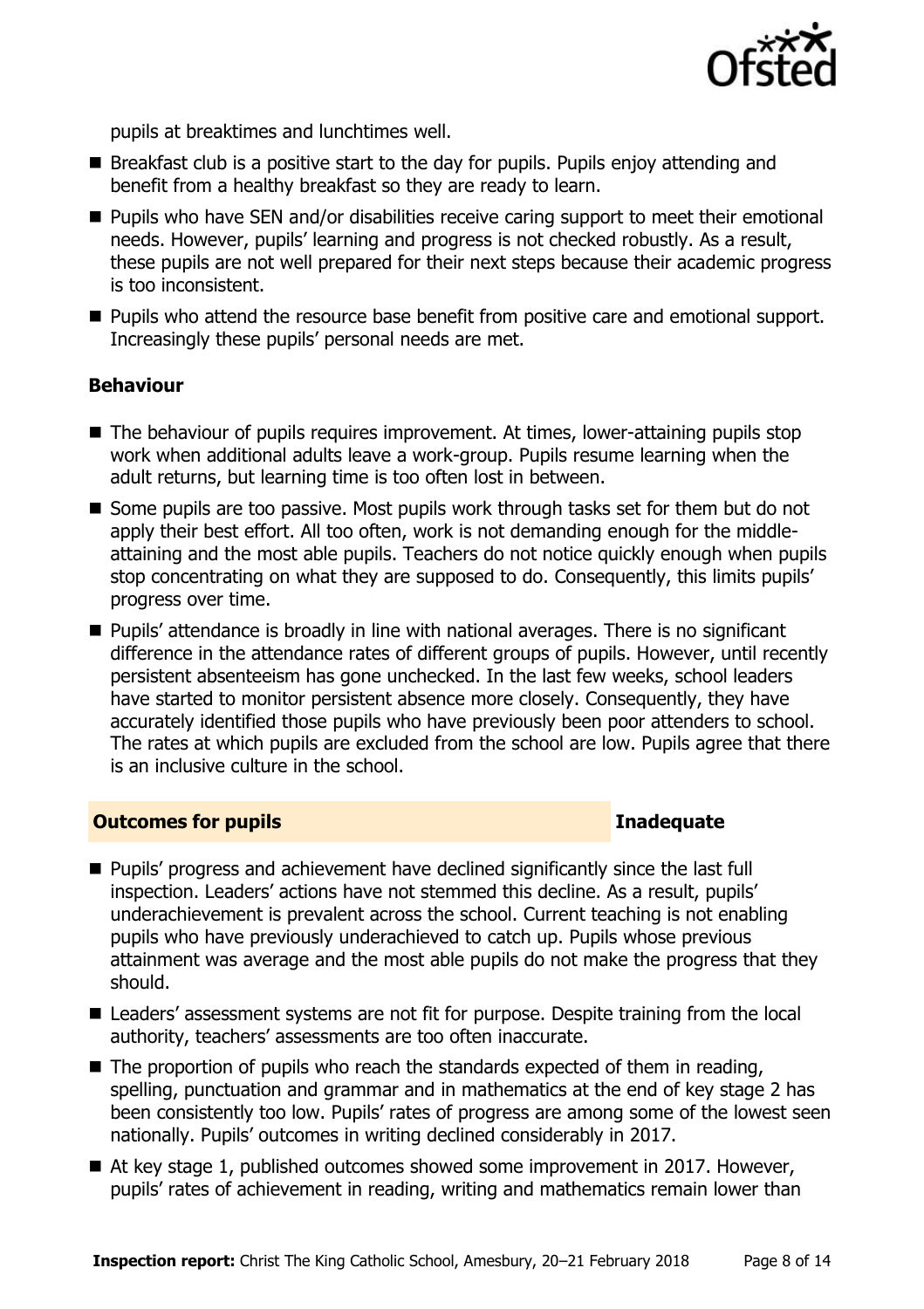pupils at breaktimes and lunchtimes well.

- Breakfast club is a positive start to the day for pupils. Pupils enjoy attending and benefit from a healthy breakfast so they are ready to learn.
- Pupils who have SEN and/or disabilities receive caring support to meet their emotional needs. However, pupils' learning and progress is not checked robustly. As a result, these pupils are not well prepared for their next steps because their academic progress is too inconsistent.
- Pupils who attend the resource base benefit from positive care and emotional support. Increasingly these pupils' personal needs are met.

**Behaviour**

- The behaviour of pupils requires improvement. At times, lower-attaining pupils stop work when additional adults leave a work-group. Pupils resume learning when the adult returns, but learning time is too often lost in between.
- Some pupils are too passive. Most pupils work through tasks set for them but do not apply their best effort. All too often, work is not demanding enough for the middle-attaining and the most able pupils. Teachers do not notice quickly enough when pupils stop concentrating on what they are supposed to do. Consequently, this limits pupils' progress over time.
- Pupils' attendance is broadly in line with national averages. There is no significant difference in the attendance rates of different groups of pupils. However, until recently persistent absenteeism has gone unchecked. In the last few weeks, school leaders have started to monitor persistent absence more closely. Consequently, they have accurately identified those pupils who have previously been poor attenders to school. The rates at which pupils are excluded from the school are low. Pupils agree that there is an inclusive culture in the school.

## Outcomes for pupils — Inadequate

- Pupils' progress and achievement have declined significantly since the last full inspection. Leaders' actions have not stemmed this decline. As a result, pupils' underachievement is prevalent across the school. Current teaching is not enabling pupils who have previously underachieved to catch up. Pupils whose previous attainment was average and the most able pupils do not make the progress that they should.
- Leaders' assessment systems are not fit for purpose. Despite training from the local authority, teachers' assessments are too often inaccurate.
- The proportion of pupils who reach the standards expected of them in reading, spelling, punctuation and grammar and in mathematics at the end of key stage 2 has been consistently too low. Pupils' rates of progress are among some of the lowest seen nationally. Pupils' outcomes in writing declined considerably in 2017.
- At key stage 1, published outcomes showed some improvement in 2017. However, pupils' rates of achievement in reading, writing and mathematics remain lower than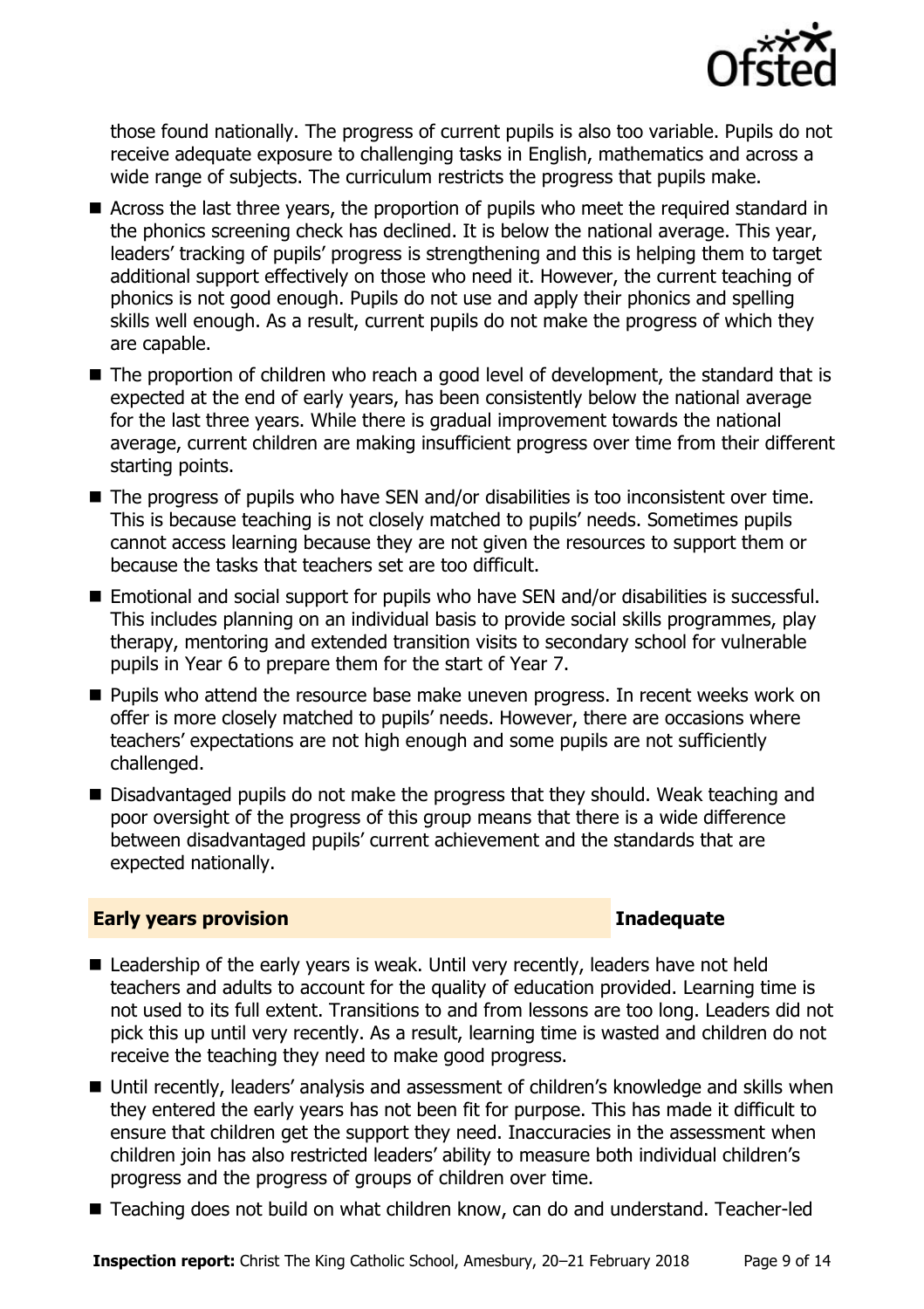those found nationally. The progress of current pupils is also too variable. Pupils do not receive adequate exposure to challenging tasks in English, mathematics and across a wide range of subjects. The curriculum restricts the progress that pupils make.

- Across the last three years, the proportion of pupils who meet the required standard in the phonics screening check has declined. It is below the national average. This year, leaders' tracking of pupils' progress is strengthening and this is helping them to target additional support effectively on those who need it. However, the current teaching of phonics is not good enough. Pupils do not use and apply their phonics and spelling skills well enough. As a result, current pupils do not make the progress of which they are capable.
- The proportion of children who reach a good level of development, the standard that is expected at the end of early years, has been consistently below the national average for the last three years. While there is gradual improvement towards the national average, current children are making insufficient progress over time from their different starting points.
- The progress of pupils who have SEN and/or disabilities is too inconsistent over time. This is because teaching is not closely matched to pupils' needs. Sometimes pupils cannot access learning because they are not given the resources to support them or because the tasks that teachers set are too difficult.
- Emotional and social support for pupils who have SEN and/or disabilities is successful. This includes planning on an individual basis to provide social skills programmes, play therapy, mentoring and extended transition visits to secondary school for vulnerable pupils in Year 6 to prepare them for the start of Year 7.
- Pupils who attend the resource base make uneven progress. In recent weeks work on offer is more closely matched to pupils' needs. However, there are occasions where teachers' expectations are not high enough and some pupils are not sufficiently challenged.
- Disadvantaged pupils do not make the progress that they should. Weak teaching and poor oversight of the progress of this group means that there is a wide difference between disadvantaged pupils' current achievement and the standards that are expected nationally.

## Early years provision — Inadequate

- Leadership of the early years is weak. Until very recently, leaders have not held teachers and adults to account for the quality of education provided. Learning time is not used to its full extent. Transitions to and from lessons are too long. Leaders did not pick this up until very recently. As a result, learning time is wasted and children do not receive the teaching they need to make good progress.
- Until recently, leaders' analysis and assessment of children's knowledge and skills when they entered the early years has not been fit for purpose. This has made it difficult to ensure that children get the support they need. Inaccuracies in the assessment when children join has also restricted leaders' ability to measure both individual children's progress and the progress of groups of children over time.
- Teaching does not build on what children know, can do and understand. Teacher-led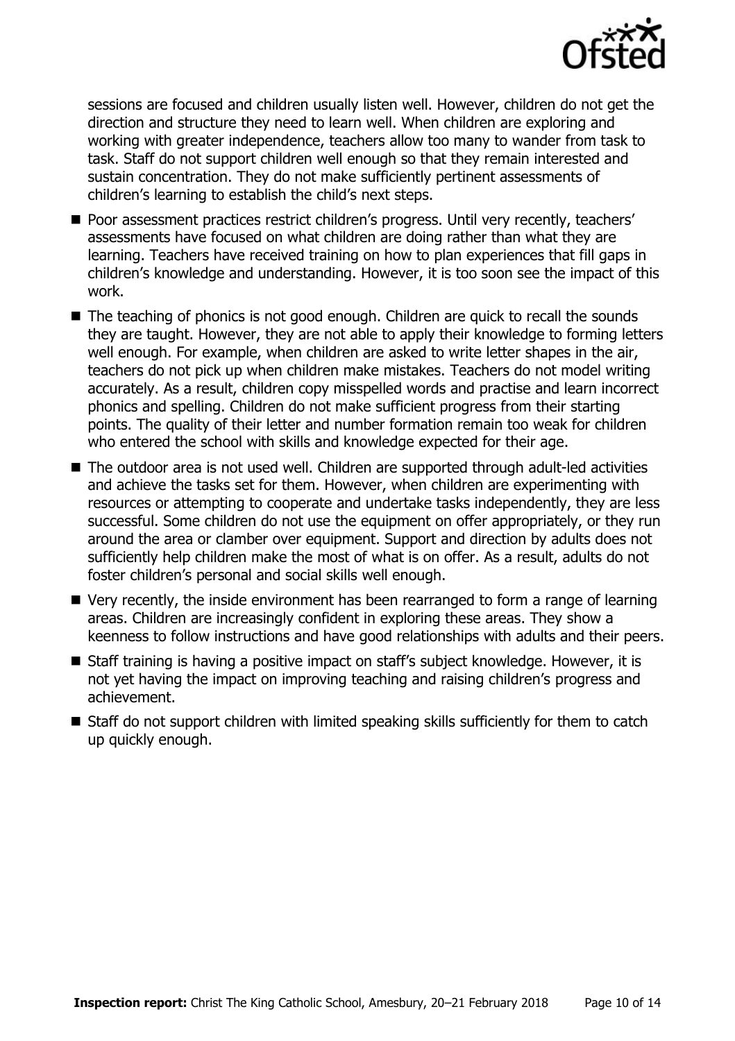sessions are focused and children usually listen well. However, children do not get the direction and structure they need to learn well. When children are exploring and working with greater independence, teachers allow too many to wander from task to task. Staff do not support children well enough so that they remain interested and sustain concentration. They do not make sufficiently pertinent assessments of children's learning to establish the child's next steps.

- Poor assessment practices restrict children's progress. Until very recently, teachers' assessments have focused on what children are doing rather than what they are learning. Teachers have received training on how to plan experiences that fill gaps in children's knowledge and understanding. However, it is too soon see the impact of this work.
- The teaching of phonics is not good enough. Children are quick to recall the sounds they are taught. However, they are not able to apply their knowledge to forming letters well enough. For example, when children are asked to write letter shapes in the air, teachers do not pick up when children make mistakes. Teachers do not model writing accurately. As a result, children copy misspelled words and practise and learn incorrect phonics and spelling. Children do not make sufficient progress from their starting points. The quality of their letter and number formation remain too weak for children who entered the school with skills and knowledge expected for their age.
- The outdoor area is not used well. Children are supported through adult-led activities and achieve the tasks set for them. However, when children are experimenting with resources or attempting to cooperate and undertake tasks independently, they are less successful. Some children do not use the equipment on offer appropriately, or they run around the area or clamber over equipment. Support and direction by adults does not sufficiently help children make the most of what is on offer. As a result, adults do not foster children's personal and social skills well enough.
- Very recently, the inside environment has been rearranged to form a range of learning areas. Children are increasingly confident in exploring these areas. They show a keenness to follow instructions and have good relationships with adults and their peers.
- Staff training is having a positive impact on staff's subject knowledge. However, it is not yet having the impact on improving teaching and raising children's progress and achievement.
- Staff do not support children with limited speaking skills sufficiently for them to catch up quickly enough.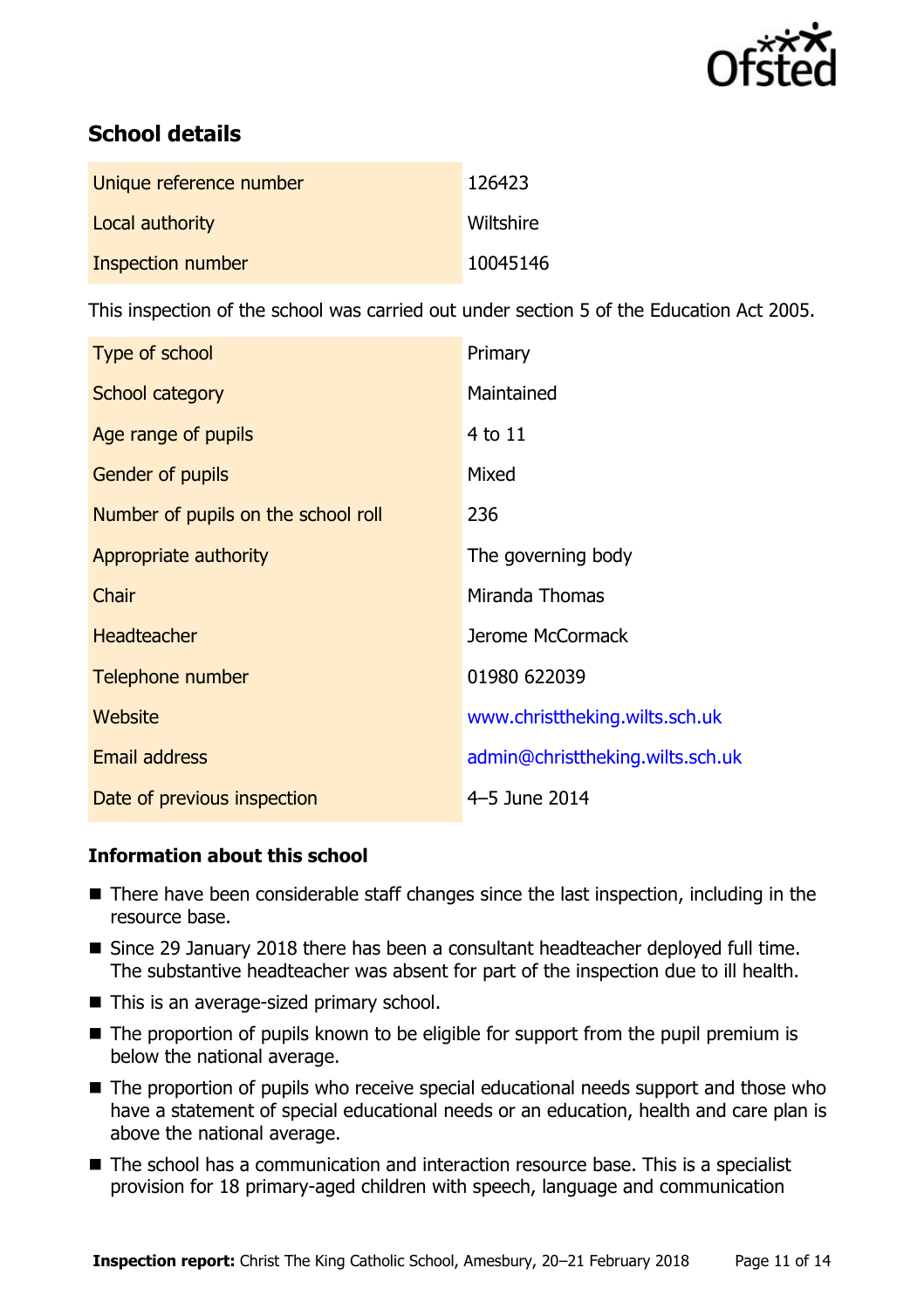## School details

| | |
|---|---|
| Unique reference number | 126423 |
| Local authority | Wiltshire |
| Inspection number | 10045146 |

This inspection of the school was carried out under section 5 of the Education Act 2005.

| | |
|---|---|
| Type of school | Primary |
| School category | Maintained |
| Age range of pupils | 4 to 11 |
| Gender of pupils | Mixed |
| Number of pupils on the school roll | 236 |
| Appropriate authority | The governing body |
| Chair | Miranda Thomas |
| Headteacher | Jerome McCormack |
| Telephone number | 01980 622039 |
| Website | www.christtheking.wilts.sch.uk |
| Email address | admin@christtheking.wilts.sch.uk |
| Date of previous inspection | 4–5 June 2014 |

### Information about this school

- There have been considerable staff changes since the last inspection, including in the resource base.
- Since 29 January 2018 there has been a consultant headteacher deployed full time. The substantive headteacher was absent for part of the inspection due to ill health.
- This is an average-sized primary school.
- The proportion of pupils known to be eligible for support from the pupil premium is below the national average.
- The proportion of pupils who receive special educational needs support and those who have a statement of special educational needs or an education, health and care plan is above the national average.
- The school has a communication and interaction resource base. This is a specialist provision for 18 primary-aged children with speech, language and communication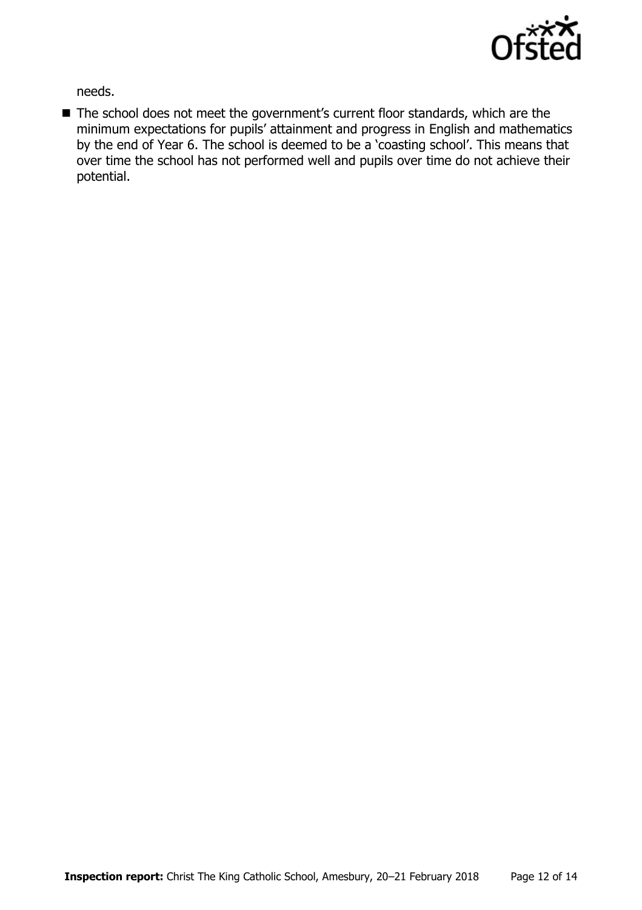needs.

- The school does not meet the government's current floor standards, which are the minimum expectations for pupils' attainment and progress in English and mathematics by the end of Year 6. The school is deemed to be a 'coasting school'. This means that over time the school has not performed well and pupils over time do not achieve their potential.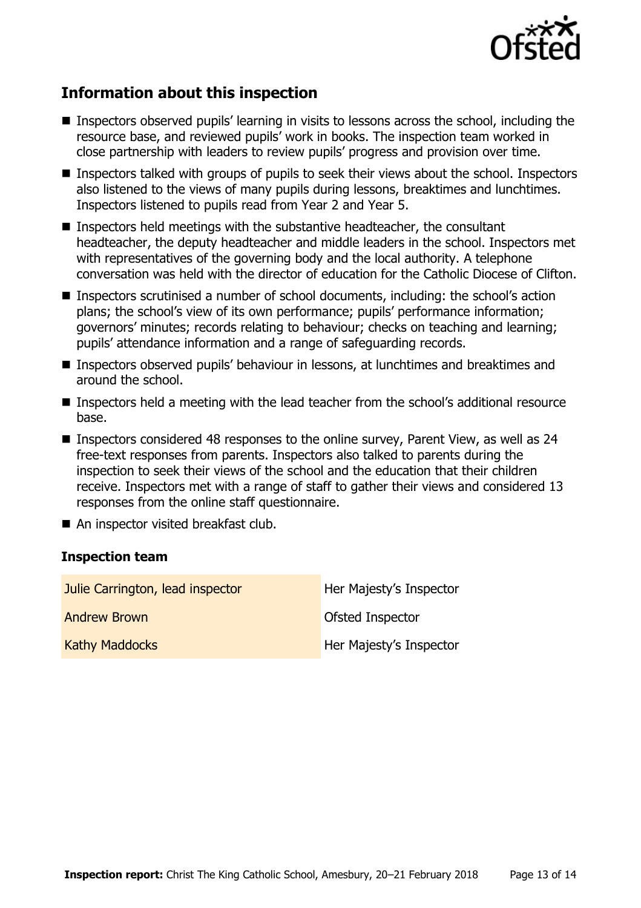## Information about this inspection

- Inspectors observed pupils' learning in visits to lessons across the school, including the resource base, and reviewed pupils' work in books. The inspection team worked in close partnership with leaders to review pupils' progress and provision over time.
- Inspectors talked with groups of pupils to seek their views about the school. Inspectors also listened to the views of many pupils during lessons, breaktimes and lunchtimes. Inspectors listened to pupils read from Year 2 and Year 5.
- Inspectors held meetings with the substantive headteacher, the consultant headteacher, the deputy headteacher and middle leaders in the school. Inspectors met with representatives of the governing body and the local authority. A telephone conversation was held with the director of education for the Catholic Diocese of Clifton.
- Inspectors scrutinised a number of school documents, including: the school's action plans; the school's view of its own performance; pupils' performance information; governors' minutes; records relating to behaviour; checks on teaching and learning; pupils' attendance information and a range of safeguarding records.
- Inspectors observed pupils' behaviour in lessons, at lunchtimes and breaktimes and around the school.
- Inspectors held a meeting with the lead teacher from the school's additional resource base.
- Inspectors considered 48 responses to the online survey, Parent View, as well as 24 free-text responses from parents. Inspectors also talked to parents during the inspection to seek their views of the school and the education that their children receive. Inspectors met with a range of staff to gather their views and considered 13 responses from the online staff questionnaire.
- An inspector visited breakfast club.

### Inspection team

| | |
|---|---|
| Julie Carrington, lead inspector | Her Majesty's Inspector |
| Andrew Brown | Ofsted Inspector |
| Kathy Maddocks | Her Majesty's Inspector |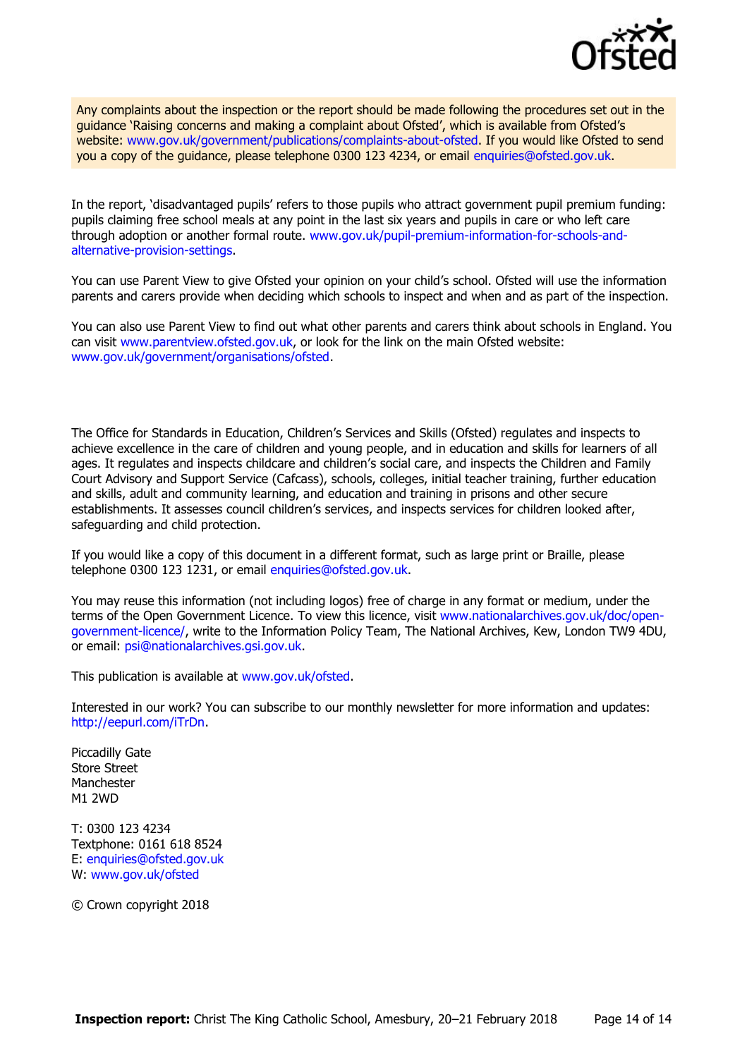Any complaints about the inspection or the report should be made following the procedures set out in the guidance 'Raising concerns and making a complaint about Ofsted', which is available from Ofsted's website: www.gov.uk/government/publications/complaints-about-ofsted. If you would like Ofsted to send you a copy of the guidance, please telephone 0300 123 4234, or email enquiries@ofsted.gov.uk.

In the report, 'disadvantaged pupils' refers to those pupils who attract government pupil premium funding: pupils claiming free school meals at any point in the last six years and pupils in care or who left care through adoption or another formal route. www.gov.uk/pupil-premium-information-for-schools-and-alternative-provision-settings.

You can use Parent View to give Ofsted your opinion on your child's school. Ofsted will use the information parents and carers provide when deciding which schools to inspect and when and as part of the inspection.

You can also use Parent View to find out what other parents and carers think about schools in England. You can visit www.parentview.ofsted.gov.uk, or look for the link on the main Ofsted website: www.gov.uk/government/organisations/ofsted.

The Office for Standards in Education, Children's Services and Skills (Ofsted) regulates and inspects to achieve excellence in the care of children and young people, and in education and skills for learners of all ages. It regulates and inspects childcare and children's social care, and inspects the Children and Family Court Advisory and Support Service (Cafcass), schools, colleges, initial teacher training, further education and skills, adult and community learning, and education and training in prisons and other secure establishments. It assesses council children's services, and inspects services for children looked after, safeguarding and child protection.

If you would like a copy of this document in a different format, such as large print or Braille, please telephone 0300 123 1231, or email enquiries@ofsted.gov.uk.

You may reuse this information (not including logos) free of charge in any format or medium, under the terms of the Open Government Licence. To view this licence, visit www.nationalarchives.gov.uk/doc/open-government-licence/, write to the Information Policy Team, The National Archives, Kew, London TW9 4DU, or email: psi@nationalarchives.gsi.gov.uk.

This publication is available at www.gov.uk/ofsted.

Interested in our work? You can subscribe to our monthly newsletter for more information and updates: http://eepurl.com/iTrDn.

Piccadilly Gate
Store Street
Manchester
M1 2WD

T: 0300 123 4234
Textphone: 0161 618 8524
E: enquiries@ofsted.gov.uk
W: www.gov.uk/ofsted

© Crown copyright 2018